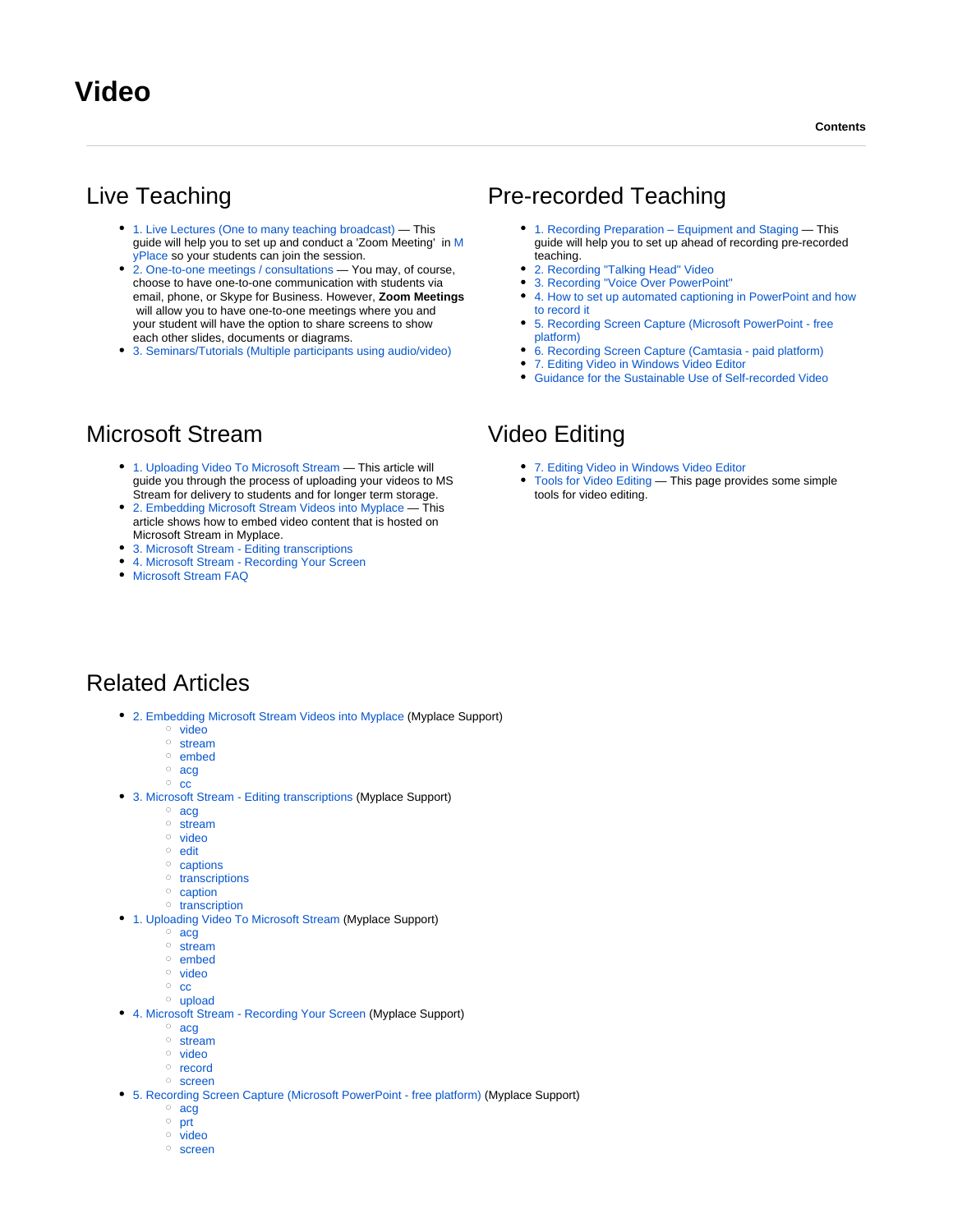# Video

**Contents**

## Live Teaching

- 1. Live Lectures (One to many teaching broadcast) — This guide will help you to set up and conduct a 'Zoom Meeting' in MyPlace so your students can join the session.
- 2. One-to-one meetings / consultations — You may, of course, choose to have one-to-one communication with students via email, phone, or Skype for Business. However, **Zoom Meetings** will allow you to have one-to-one meetings where you and your student will have the option to share screens to show each other slides, documents or diagrams.
- 3. Seminars/Tutorials (Multiple participants using audio/video)

## Pre-recorded Teaching

- 1. Recording Preparation – Equipment and Staging — This guide will help you to set up ahead of recording pre-recorded teaching.
- 2. Recording "Talking Head" Video
- 3. Recording "Voice Over PowerPoint"
- 4. How to set up automated captioning in PowerPoint and how to record it
- 5. Recording Screen Capture (Microsoft PowerPoint - free platform)
- 6. Recording Screen Capture (Camtasia - paid platform)
- 7. Editing Video in Windows Video Editor
- Guidance for the Sustainable Use of Self-recorded Video

## Microsoft Stream

- 1. Uploading Video To Microsoft Stream — This article will guide you through the process of uploading your videos to MS Stream for delivery to students and for longer term storage.
- 2. Embedding Microsoft Stream Videos into Myplace — This article shows how to embed video content that is hosted on Microsoft Stream in Myplace.
- 3. Microsoft Stream - Editing transcriptions
- 4. Microsoft Stream - Recording Your Screen
- Microsoft Stream FAQ

## Video Editing

- 7. Editing Video in Windows Video Editor
- Tools for Video Editing — This page provides some simple tools for video editing.

## Related Articles

- 2. Embedding Microsoft Stream Videos into Myplace (Myplace Support)
  - video
  - stream
  - embed
  - acg
  - cc
- 3. Microsoft Stream - Editing transcriptions (Myplace Support)
  - acg
  - stream
  - video
  - edit
  - captions
  - transcriptions
  - caption
  - transcription
- 1. Uploading Video To Microsoft Stream (Myplace Support)
  - acg
  - stream
  - embed
  - video
  - cc
  - upload
- 4. Microsoft Stream - Recording Your Screen (Myplace Support)
  - acg
  - stream
  - video
  - record
  - screen
- 5. Recording Screen Capture (Microsoft PowerPoint - free platform) (Myplace Support)
  - acg
  - prt
  - video
  - screen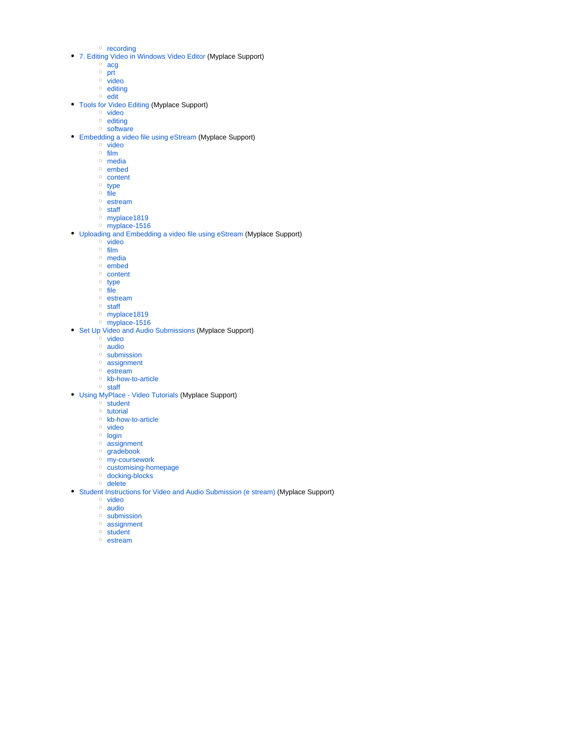- recording
- 7. Editing Video in Windows Video Editor (Myplace Support)
    - acg
    - prt
    - video
    - editing
    - edit
- Tools for Video Editing (Myplace Support)
    - video
    - editing
    - software
- Embedding a video file using eStream (Myplace Support)
    - video
    - film
    - media
    - embed
    - content
    - type
    - file
    - estream
    - staff
    - myplace1819
    - myplace-1516
- Uploading and Embedding a video file using eStream (Myplace Support)
    - video
    - film
    - media
    - embed
    - content
    - type
    - file
    - estream
    - staff
    - myplace1819
    - myplace-1516
- Set Up Video and Audio Submissions (Myplace Support)
    - video
    - audio
    - submission
    - assignment
    - estream
    - kb-how-to-article
    - staff
- Using MyPlace - Video Tutorials (Myplace Support)
    - student
    - tutorial
    - kb-how-to-article
    - video
    - login
    - assignment
    - gradebook
    - my-coursework
    - customising-homepage
    - docking-blocks
    - delete
- Student Instructions for Video and Audio Submission (e stream) (Myplace Support)
    - video
    - audio
    - submission
    - assignment
    - student
    - estream